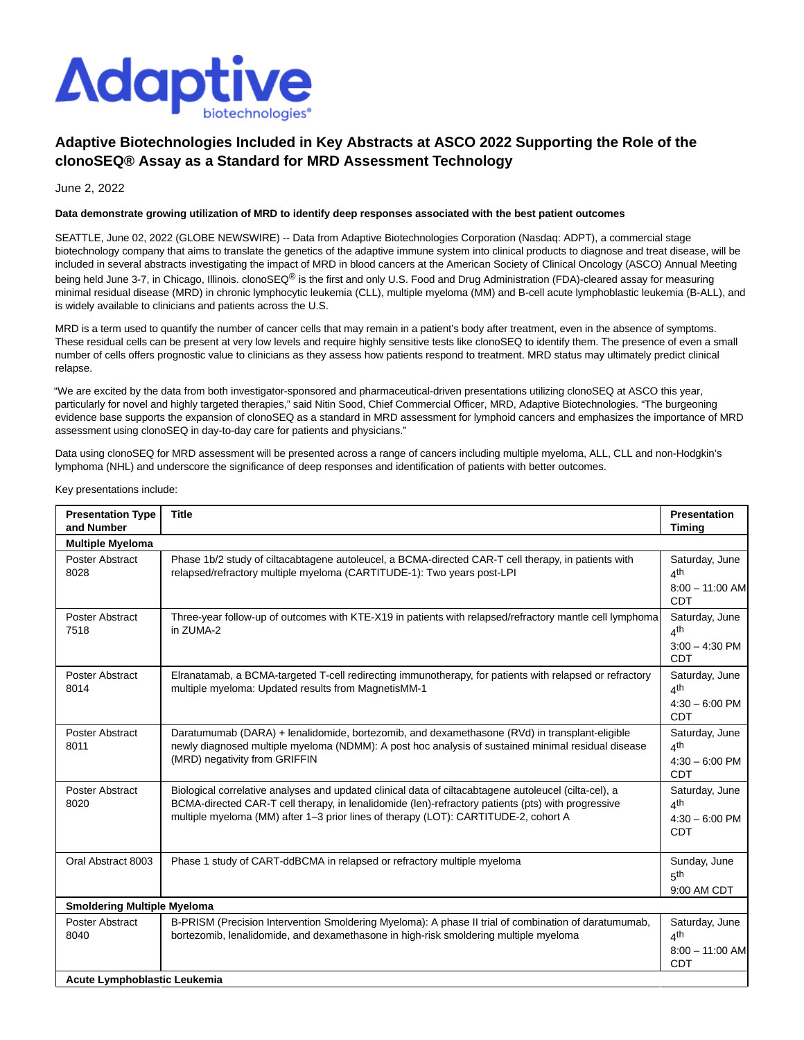# Adaptive Biotechnologies Included in Key Abstracts at ASCO 2022 Supporting the Role of the clonoSEQ® Assay as a Standard for MRD Assessment Technology

June 2, 2022

**Data demonstrate growing utilization of MRD to identify deep responses associated with the best patient outcomes**

SEATTLE, June 02, 2022 (GLOBE NEWSWIRE) -- Data from Adaptive Biotechnologies Corporation (Nasdaq: ADPT), a commercial stage biotechnology company that aims to translate the genetics of the adaptive immune system into clinical products to diagnose and treat disease, will be included in several abstracts investigating the impact of MRD in blood cancers at the American Society of Clinical Oncology (ASCO) Annual Meeting being held June 3-7, in Chicago, Illinois. clonoSEQ® is the first and only U.S. Food and Drug Administration (FDA)-cleared assay for measuring minimal residual disease (MRD) in chronic lymphocytic leukemia (CLL), multiple myeloma (MM) and B-cell acute lymphoblastic leukemia (B-ALL), and is widely available to clinicians and patients across the U.S.

MRD is a term used to quantify the number of cancer cells that may remain in a patient's body after treatment, even in the absence of symptoms. These residual cells can be present at very low levels and require highly sensitive tests like clonoSEQ to identify them. The presence of even a small number of cells offers prognostic value to clinicians as they assess how patients respond to treatment. MRD status may ultimately predict clinical relapse.

"We are excited by the data from both investigator-sponsored and pharmaceutical-driven presentations utilizing clonoSEQ at ASCO this year, particularly for novel and highly targeted therapies," said Nitin Sood, Chief Commercial Officer, MRD, Adaptive Biotechnologies. "The burgeoning evidence base supports the expansion of clonoSEQ as a standard in MRD assessment for lymphoid cancers and emphasizes the importance of MRD assessment using clonoSEQ in day-to-day care for patients and physicians."

Data using clonoSEQ for MRD assessment will be presented across a range of cancers including multiple myeloma, ALL, CLL and non-Hodgkin's lymphoma (NHL) and underscore the significance of deep responses and identification of patients with better outcomes.

Key presentations include:

| Presentation Type and Number | Title | Presentation Timing |
|---|---|---|
| **Multiple Myeloma** | | |
| Poster Abstract 8028 | Phase 1b/2 study of ciltacabtagene autoleucel, a BCMA-directed CAR-T cell therapy, in patients with relapsed/refractory multiple myeloma (CARTITUDE-1): Two years post-LPI | Saturday, June 4th 8:00 – 11:00 AM CDT |
| Poster Abstract 7518 | Three-year follow-up of outcomes with KTE-X19 in patients with relapsed/refractory mantle cell lymphoma in ZUMA-2 | Saturday, June 4th 3:00 – 4:30 PM CDT |
| Poster Abstract 8014 | Elranatamab, a BCMA-targeted T-cell redirecting immunotherapy, for patients with relapsed or refractory multiple myeloma: Updated results from MagnetisMM-1 | Saturday, June 4th 4:30 – 6:00 PM CDT |
| Poster Abstract 8011 | Daratumumab (DARA) + lenalidomide, bortezomib, and dexamethasone (RVd) in transplant-eligible newly diagnosed multiple myeloma (NDMM): A post hoc analysis of sustained minimal residual disease (MRD) negativity from GRIFFIN | Saturday, June 4th 4:30 – 6:00 PM CDT |
| Poster Abstract 8020 | Biological correlative analyses and updated clinical data of ciltacabtagene autoleucel (cilta-cel), a BCMA-directed CAR-T cell therapy, in lenalidomide (len)-refractory patients (pts) with progressive multiple myeloma (MM) after 1–3 prior lines of therapy (LOT): CARTITUDE-2, cohort A | Saturday, June 4th 4:30 – 6:00 PM CDT |
| Oral Abstract 8003 | Phase 1 study of CART-ddBCMA in relapsed or refractory multiple myeloma | Sunday, June 5th 9:00 AM CDT |
| **Smoldering Multiple Myeloma** | | |
| Poster Abstract 8040 | B-PRISM (Precision Intervention Smoldering Myeloma): A phase II trial of combination of daratumumab, bortezomib, lenalidomide, and dexamethasone in high-risk smoldering multiple myeloma | Saturday, June 4th 8:00 – 11:00 AM CDT |
| **Acute Lymphoblastic Leukemia** | | |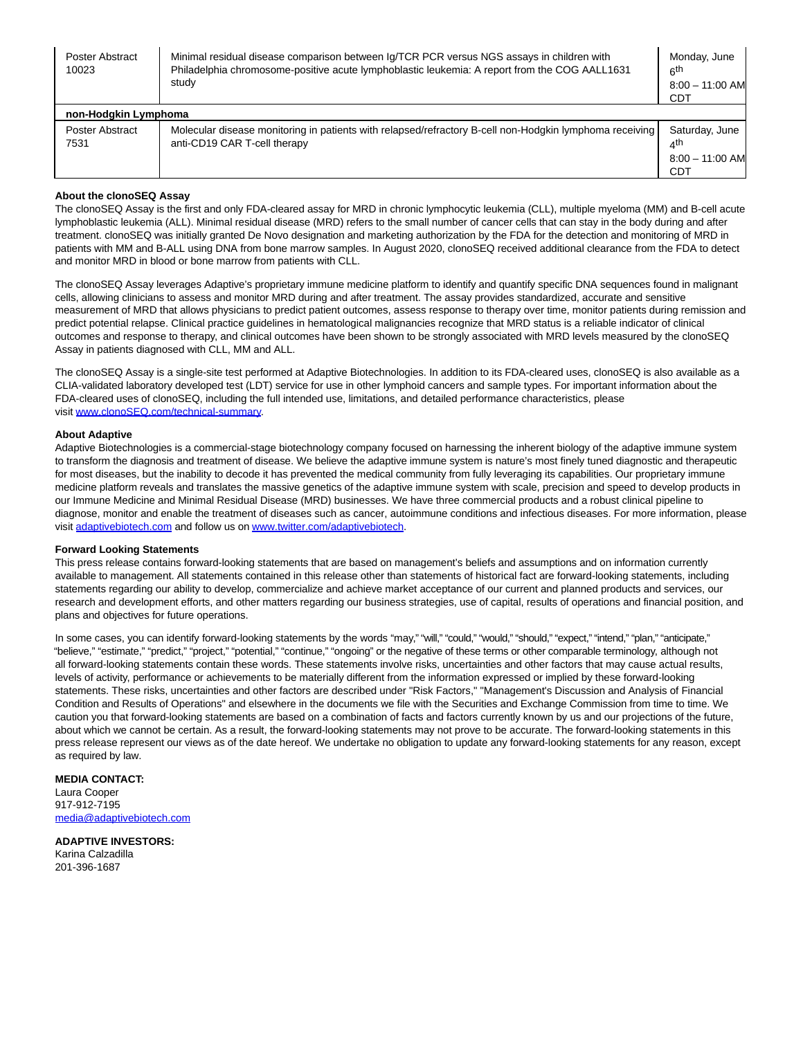| | | |
|---|---|---|
| Poster Abstract 10023 | Minimal residual disease comparison between Ig/TCR PCR versus NGS assays in children with Philadelphia chromosome-positive acute lymphoblastic leukemia: A report from the COG AALL1631 study | Monday, June 6th 8:00 – 11:00 AM CDT |
| **non-Hodgkin Lymphoma** | | |
| Poster Abstract 7531 | Molecular disease monitoring in patients with relapsed/refractory B-cell non-Hodgkin lymphoma receiving anti-CD19 CAR T-cell therapy | Saturday, June 4th 8:00 – 11:00 AM CDT |

**About the clonoSEQ Assay**

The clonoSEQ Assay is the first and only FDA-cleared assay for MRD in chronic lymphocytic leukemia (CLL), multiple myeloma (MM) and B-cell acute lymphoblastic leukemia (ALL). Minimal residual disease (MRD) refers to the small number of cancer cells that can stay in the body during and after treatment. clonoSEQ was initially granted De Novo designation and marketing authorization by the FDA for the detection and monitoring of MRD in patients with MM and B-ALL using DNA from bone marrow samples. In August 2020, clonoSEQ received additional clearance from the FDA to detect and monitor MRD in blood or bone marrow from patients with CLL.

The clonoSEQ Assay leverages Adaptive's proprietary immune medicine platform to identify and quantify specific DNA sequences found in malignant cells, allowing clinicians to assess and monitor MRD during and after treatment. The assay provides standardized, accurate and sensitive measurement of MRD that allows physicians to predict patient outcomes, assess response to therapy over time, monitor patients during remission and predict potential relapse. Clinical practice guidelines in hematological malignancies recognize that MRD status is a reliable indicator of clinical outcomes and response to therapy, and clinical outcomes have been shown to be strongly associated with MRD levels measured by the clonoSEQ Assay in patients diagnosed with CLL, MM and ALL.

The clonoSEQ Assay is a single-site test performed at Adaptive Biotechnologies. In addition to its FDA-cleared uses, clonoSEQ is also available as a CLIA-validated laboratory developed test (LDT) service for use in other lymphoid cancers and sample types. For important information about the FDA-cleared uses of clonoSEQ, including the full intended use, limitations, and detailed performance characteristics, please visit [www.clonoSEQ.com/technical-summary](www.clonoSEQ.com/technical-summary).

**About Adaptive**

Adaptive Biotechnologies is a commercial-stage biotechnology company focused on harnessing the inherent biology of the adaptive immune system to transform the diagnosis and treatment of disease. We believe the adaptive immune system is nature's most finely tuned diagnostic and therapeutic for most diseases, but the inability to decode it has prevented the medical community from fully leveraging its capabilities. Our proprietary immune medicine platform reveals and translates the massive genetics of the adaptive immune system with scale, precision and speed to develop products in our Immune Medicine and Minimal Residual Disease (MRD) businesses. We have three commercial products and a robust clinical pipeline to diagnose, monitor and enable the treatment of diseases such as cancer, autoimmune conditions and infectious diseases. For more information, please visit [adaptivebiotech.com](adaptivebiotech.com) and follow us on [www.twitter.com/adaptivebiotech](www.twitter.com/adaptivebiotech).

**Forward Looking Statements**

This press release contains forward-looking statements that are based on management's beliefs and assumptions and on information currently available to management. All statements contained in this release other than statements of historical fact are forward-looking statements, including statements regarding our ability to develop, commercialize and achieve market acceptance of our current and planned products and services, our research and development efforts, and other matters regarding our business strategies, use of capital, results of operations and financial position, and plans and objectives for future operations.

In some cases, you can identify forward-looking statements by the words "may," "will," "could," "would," "should," "expect," "intend," "plan," "anticipate," "believe," "estimate," "predict," "project," "potential," "continue," "ongoing" or the negative of these terms or other comparable terminology, although not all forward-looking statements contain these words. These statements involve risks, uncertainties and other factors that may cause actual results, levels of activity, performance or achievements to be materially different from the information expressed or implied by these forward-looking statements. These risks, uncertainties and other factors are described under "Risk Factors," "Management's Discussion and Analysis of Financial Condition and Results of Operations" and elsewhere in the documents we file with the Securities and Exchange Commission from time to time. We caution you that forward-looking statements are based on a combination of facts and factors currently known by us and our projections of the future, about which we cannot be certain. As a result, the forward-looking statements may not prove to be accurate. The forward-looking statements in this press release represent our views as of the date hereof. We undertake no obligation to update any forward-looking statements for any reason, except as required by law.

**MEDIA CONTACT:**
Laura Cooper
917-912-7195
[media@adaptivebiotech.com](mailto:media@adaptivebiotech.com)

**ADAPTIVE INVESTORS:**
Karina Calzadilla
201-396-1687